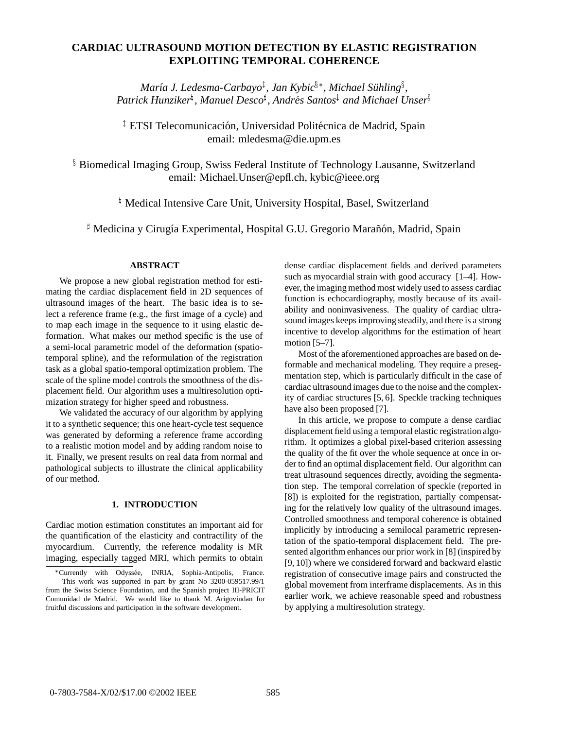# CARDIAC ULTRASOUND MOTION DETECTION BY ELASTIC REGISTRATION EXPLOITING TEMPORAL COHERENCE

*María J. Ledesma-Carbayo*[‡], *Jan Kybic*[§∗], *Michael Sühling*[§], *Patrick Hunziker*[♮], *Manuel Desco*[♯], *Andrés Santos*[‡] *and Michael Unser*[§]

[‡] ETSI Telecomunicación, Universidad Politécnica de Madrid, Spain
email: mledesma@die.upm.es

[§] Biomedical Imaging Group, Swiss Federal Institute of Technology Lausanne, Switzerland
email: Michael.Unser@epfl.ch, kybic@ieee.org

[♮] Medical Intensive Care Unit, University Hospital, Basel, Switzerland

[♯] Medicina y Cirugía Experimental, Hospital G.U. Gregorio Marañón, Madrid, Spain

## ABSTRACT

We propose a new global registration method for estimating the cardiac displacement field in 2D sequences of ultrasound images of the heart. The basic idea is to select a reference frame (e.g., the first image of a cycle) and to map each image in the sequence to it using elastic deformation. What makes our method specific is the use of a semi-local parametric model of the deformation (spatio-temporal spline), and the reformulation of the registration task as a global spatio-temporal optimization problem. The scale of the spline model controls the smoothness of the displacement field. Our algorithm uses a multiresolution optimization strategy for higher speed and robustness.

We validated the accuracy of our algorithm by applying it to a synthetic sequence; this one heart-cycle test sequence was generated by deforming a reference frame according to a realistic motion model and by adding random noise to it. Finally, we present results on real data from normal and pathological subjects to illustrate the clinical applicability of our method.

## 1. INTRODUCTION

Cardiac motion estimation constitutes an important aid for the quantification of the elasticity and contractility of the myocardium. Currently, the reference modality is MR imaging, especially tagged MRI, which permits to obtain dense cardiac displacement fields and derived parameters such as myocardial strain with good accuracy [1–4]. However, the imaging method most widely used to assess cardiac function is echocardiography, mostly because of its availability and noninvasiveness. The quality of cardiac ultrasound images keeps improving steadily, and there is a strong incentive to develop algorithms for the estimation of heart motion [5–7].

Most of the aforementioned approaches are based on deformable and mechanical modeling. They require a presegmentation step, which is particularly difficult in the case of cardiac ultrasound images due to the noise and the complexity of cardiac structures [5, 6]. Speckle tracking techniques have also been proposed [7].

In this article, we propose to compute a dense cardiac displacement field using a temporal elastic registration algorithm. It optimizes a global pixel-based criterion assessing the quality of the fit over the whole sequence at once in order to find an optimal displacement field. Our algorithm can treat ultrasound sequences directly, avoiding the segmentation step. The temporal correlation of speckle (reported in [8]) is exploited for the registration, partially compensating for the relatively low quality of the ultrasound images. Controlled smoothness and temporal coherence is obtained implicitly by introducing a semilocal parametric representation of the spatio-temporal displacement field. The presented algorithm enhances our prior work in [8] (inspired by [9, 10]) where we considered forward and backward elastic registration of consecutive image pairs and constructed the global movement from interframe displacements. As in this earlier work, we achieve reasonable speed and robustness by applying a multiresolution strategy.

∗Currently with Odyssée, INRIA, Sophia-Antipolis, France. This work was supported in part by grant No 3200-059517.99/1 from the Swiss Science Foundation, and the Spanish project III-PRICIT Comunidad de Madrid. We would like to thank M. Arigovindan for fruitful discussions and participation in the software development.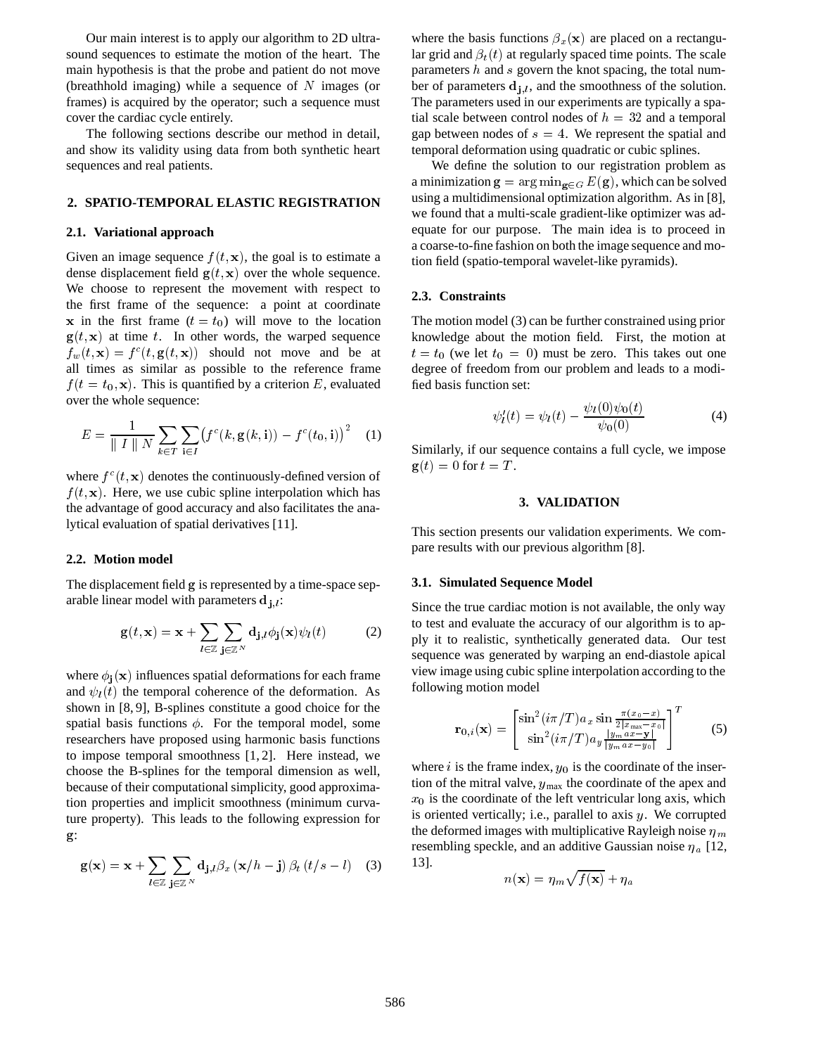Our main interest is to apply our algorithm to 2D ultrasound sequences to estimate the motion of the heart. The main hypothesis is that the probe and patient do not move (breathhold imaging) while a sequence of $N$ images (or frames) is acquired by the operator; such a sequence must cover the cardiac cycle entirely.

The following sections describe our method in detail, and show its validity using data from both synthetic heart sequences and real patients.

## 2. SPATIO-TEMPORAL ELASTIC REGISTRATION

### 2.1. Variational approach

Given an image sequence $f(t, \mathbf{x})$, the goal is to estimate a dense displacement field $\mathbf{g}(t, \mathbf{x})$ over the whole sequence. We choose to represent the movement with respect to the first frame of the sequence: a point at coordinate $\mathbf{x}$ in the first frame ($t = t_0$) will move to the location $\mathbf{g}(t, \mathbf{x})$ at time $t$. In other words, the warped sequence $f_w(t, \mathbf{x}) = f^c(t, \mathbf{g}(t, \mathbf{x}))$ should not move and be at all times as similar as possible to the reference frame $f(t = t_0, \mathbf{x})$. This is quantified by a criterion $E$, evaluated over the whole sequence:

$$E = \frac{1}{\| I \| N} \sum_{k \in T} \sum_{\mathbf{i} \in I} \left( f^c(k, \mathbf{g}(k, \mathbf{i})) - f^c(t_0, \mathbf{i}) \right)^2 \quad (1)$$

where $f^c(t, \mathbf{x})$ denotes the continuously-defined version of $f(t, \mathbf{x})$. Here, we use cubic spline interpolation which has the advantage of good accuracy and also facilitates the analytical evaluation of spatial derivatives [11].

### 2.2. Motion model

The displacement field $\mathbf{g}$ is represented by a time-space separable linear model with parameters $\mathbf{d}_{\mathbf{j},l}$:

$$\mathbf{g}(t, \mathbf{x}) = \mathbf{x} + \sum_{l \in \mathbb{Z}} \sum_{\mathbf{j} \in \mathbb{Z}^N} \mathbf{d}_{\mathbf{j},l} \phi_{\mathbf{j}}(\mathbf{x}) \psi_l(t) \quad (2)$$

where $\phi_{\mathbf{j}}(\mathbf{x})$ influences spatial deformations for each frame and $\psi_l(t)$ the temporal coherence of the deformation. As shown in [8, 9], B-splines constitute a good choice for the spatial basis functions $\phi$. For the temporal model, some researchers have proposed using harmonic basis functions to impose temporal smoothness [1, 2]. Here instead, we choose the B-splines for the temporal dimension as well, because of their computational simplicity, good approximation properties and implicit smoothness (minimum curvature property). This leads to the following expression for $\mathbf{g}$:

$$\mathbf{g}(\mathbf{x}) = \mathbf{x} + \sum_{l \in \mathbb{Z}} \sum_{\mathbf{j} \in \mathbb{Z}^N} \mathbf{d}_{\mathbf{j},l} \beta_x \left( \mathbf{x}/h - \mathbf{j} \right) \beta_t \left( t/s - l \right) \quad (3)$$

where the basis functions $\beta_x(\mathbf{x})$ are placed on a rectangular grid and $\beta_t(t)$ at regularly spaced time points. The scale parameters $h$ and $s$ govern the knot spacing, the total number of parameters $\mathbf{d}_{\mathbf{j},l}$, and the smoothness of the solution. The parameters used in our experiments are typically a spatial scale between control nodes of $h = 32$ and a temporal gap between nodes of $s = 4$. We represent the spatial and temporal deformation using quadratic or cubic splines.

We define the solution to our registration problem as a minimization $\mathbf{g} = \arg\min_{\mathbf{g} \in G} E(\mathbf{g})$, which can be solved using a multidimensional optimization algorithm. As in [8], we found that a multi-scale gradient-like optimizer was adequate for our purpose. The main idea is to proceed in a coarse-to-fine fashion on both the image sequence and motion field (spatio-temporal wavelet-like pyramids).

### 2.3. Constraints

The motion model (3) can be further constrained using prior knowledge about the motion field. First, the motion at $t = t_0$ (we let $t_0 = 0$) must be zero. This takes out one degree of freedom from our problem and leads to a modified basis function set:

$$\psi_l'(t) = \psi_l(t) - \frac{\psi_l(0) \psi_0(t)}{\psi_0(0)} \quad (4)$$

Similarly, if our sequence contains a full cycle, we impose $\mathbf{g}(t) = 0$ for $t = T$.

## 3. VALIDATION

This section presents our validation experiments. We compare results with our previous algorithm [8].

### 3.1. Simulated Sequence Model

Since the true cardiac motion is not available, the only way to test and evaluate the accuracy of our algorithm is to apply it to realistic, synthetically generated data. Our test sequence was generated by warping an end-diastole apical view image using cubic spline interpolation according to the following motion model

$$\mathbf{r}_{0,i}(\mathbf{x}) = \begin{bmatrix} \sin^2(i\pi/T) a_x \sin \frac{\pi(x_0 - x)}{2|x_{\max} - x_0|} \\ \sin^2(i\pi/T) a_y \frac{|y_m a x - \mathbf{y}|}{|y_m a x - y_0|} \end{bmatrix}^T \quad (5)$$

where $i$ is the frame index, $y_0$ is the coordinate of the insertion of the mitral valve, $y_{\max}$ the coordinate of the apex and $x_0$ is the coordinate of the left ventricular long axis, which is oriented vertically; i.e., parallel to axis $y$. We corrupted the deformed images with multiplicative Rayleigh noise $\eta_m$ resembling speckle, and an additive Gaussian noise $\eta_a$ [12, 13].

$$n(\mathbf{x}) = \eta_m \sqrt{f(\mathbf{x})} + \eta_a$$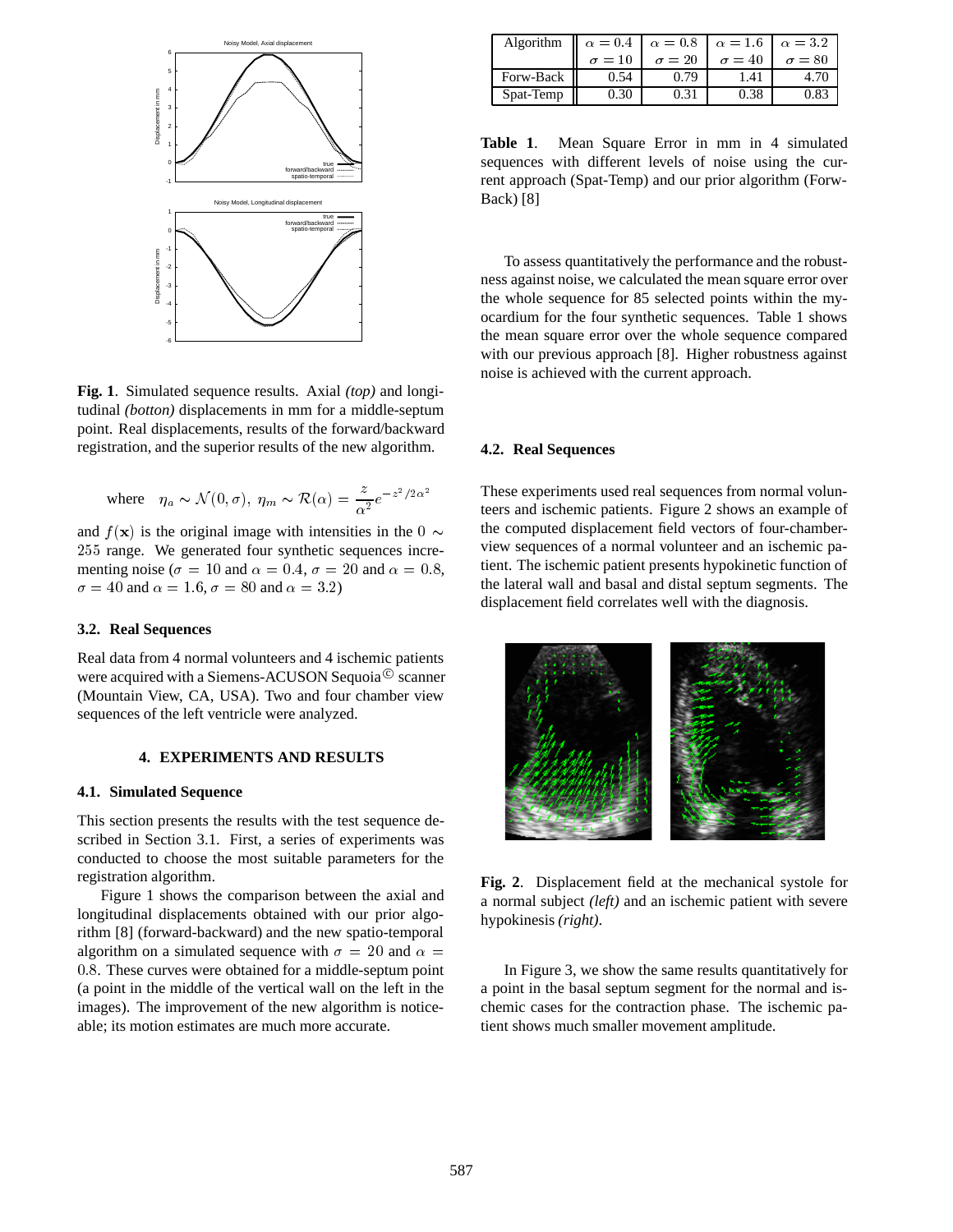**Fig. 1**. Simulated sequence results. Axial *(top)* and longitudinal *(botton)* displacements in mm for a middle-septum point. Real displacements, results of the forward/backward registration, and the superior results of the new algorithm.

$$\text{where} \quad \eta_a \sim \mathcal{N}(0, \sigma), \; \eta_m \sim \mathcal{R}(\alpha) = \frac{z}{\alpha^2} e^{-z^2/2\alpha^2}$$

and $f(\mathbf{x})$ is the original image with intensities in the $0 \sim 255$ range. We generated four synthetic sequences incrementing noise ($\sigma = 10$ and $\alpha = 0.4$, $\sigma = 20$ and $\alpha = 0.8$, $\sigma = 40$ and $\alpha = 1.6$, $\sigma = 80$ and $\alpha = 3.2$)

### 3.2. Real Sequences

Real data from 4 normal volunteers and 4 ischemic patients were acquired with a Siemens-ACUSON Sequoia© scanner (Mountain View, CA, USA). Two and four chamber view sequences of the left ventricle were analyzed.

## 4. EXPERIMENTS AND RESULTS

### 4.1. Simulated Sequence

This section presents the results with the test sequence described in Section 3.1. First, a series of experiments was conducted to choose the most suitable parameters for the registration algorithm.

Figure 1 shows the comparison between the axial and longitudinal displacements obtained with our prior algorithm [8] (forward-backward) and the new spatio-temporal algorithm on a simulated sequence with $\sigma = 20$ and $\alpha = 0.8$. These curves were obtained for a middle-septum point (a point in the middle of the vertical wall on the left in the images). The improvement of the new algorithm is noticeable; its motion estimates are much more accurate.

| Algorithm | $\alpha = 0.4$ $\sigma = 10$ | $\alpha = 0.8$ $\sigma = 20$ | $\alpha = 1.6$ $\sigma = 40$ | $\alpha = 3.2$ $\sigma = 80$ |
|---|---|---|---|---|
| Forw-Back | 0.54 | 0.79 | 1.41 | 4.70 |
| Spat-Temp | 0.30 | 0.31 | 0.38 | 0.83 |

**Table 1**. Mean Square Error in mm in 4 simulated sequences with different levels of noise using the current approach (Spat-Temp) and our prior algorithm (Forw-Back) [8]

To assess quantitatively the performance and the robustness against noise, we calculated the mean square error over the whole sequence for 85 selected points within the myocardium for the four synthetic sequences. Table 1 shows the mean square error over the whole sequence compared with our previous approach [8]. Higher robustness against noise is achieved with the current approach.

### 4.2. Real Sequences

These experiments used real sequences from normal volunteers and ischemic patients. Figure 2 shows an example of the computed displacement field vectors of four-chamber-view sequences of a normal volunteer and an ischemic patient. The ischemic patient presents hypokinetic function of the lateral wall and basal and distal septum segments. The displacement field correlates well with the diagnosis.

**Fig. 2**. Displacement field at the mechanical systole for a normal subject *(left)* and an ischemic patient with severe hypokinesis *(right)*.

In Figure 3, we show the same results quantitatively for a point in the basal septum segment for the normal and ischemic cases for the contraction phase. The ischemic patient shows much smaller movement amplitude.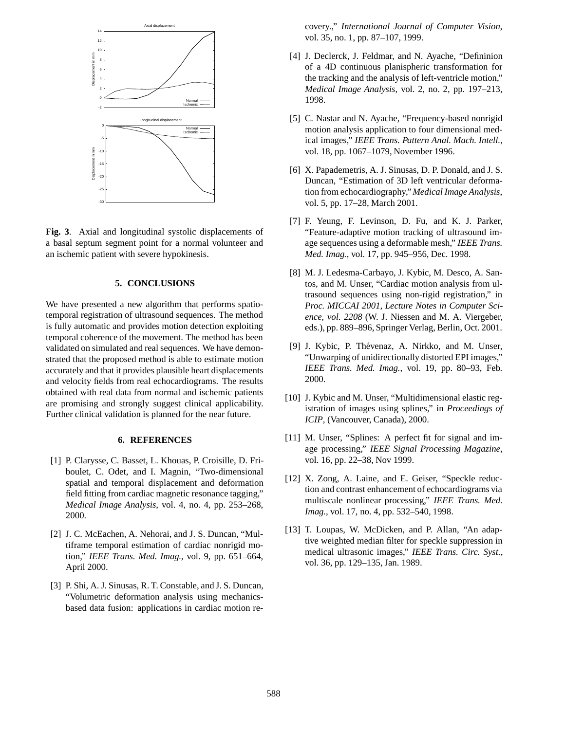Axial displacement

14
12
10
8
6
4
2
0
-2

Displacement in mm

Normal
Ischemic

Longitudinal displacement

0
-5
-10
-15
-20
-25
-30

Displacement in mm

Normal
Ischemic

**Fig. 3**. Axial and longitudinal systolic displacements of a basal septum segment point for a normal volunteer and an ischemic patient with severe hypokinesis.

## 5. CONCLUSIONS

We have presented a new algorithm that performs spatio-temporal registration of ultrasound sequences. The method is fully automatic and provides motion detection exploiting temporal coherence of the movement. The method has been validated on simulated and real sequences. We have demonstrated that the proposed method is able to estimate motion accurately and that it provides plausible heart displacements and velocity fields from real echocardiograms. The results obtained with real data from normal and ischemic patients are promising and strongly suggest clinical applicability. Further clinical validation is planned for the near future.

## 6. REFERENCES

[1] P. Clarysse, C. Basset, L. Khouas, P. Croisille, D. Friboulet, C. Odet, and I. Magnin, "Two-dimensional spatial and temporal displacement and deformation field fitting from cardiac magnetic resonance tagging," *Medical Image Analysis*, vol. 4, no. 4, pp. 253–268, 2000.

[2] J. C. McEachen, A. Nehorai, and J. S. Duncan, "Multiframe temporal estimation of cardiac nonrigid motion," *IEEE Trans. Med. Imag.*, vol. 9, pp. 651–664, April 2000.

[3] P. Shi, A. J. Sinusas, R. T. Constable, and J. S. Duncan, "Volumetric deformation analysis using mechanics-based data fusion: applications in cardiac motion recovery.," *International Journal of Computer Vision*, vol. 35, no. 1, pp. 87–107, 1999.

[4] J. Declerck, J. Feldmar, and N. Ayache, "Defininion of a 4D continuous planispheric transformation for the tracking and the analysis of left-ventricle motion," *Medical Image Analysis*, vol. 2, no. 2, pp. 197–213, 1998.

[5] C. Nastar and N. Ayache, "Frequency-based nonrigid motion analysis application to four dimensional medical images," *IEEE Trans. Pattern Anal. Mach. Intell.*, vol. 18, pp. 1067–1079, November 1996.

[6] X. Papademetris, A. J. Sinusas, D. P. Donald, and J. S. Duncan, "Estimation of 3D left ventricular deformation from echocardiography," *Medical Image Analysis*, vol. 5, pp. 17–28, March 2001.

[7] F. Yeung, F. Levinson, D. Fu, and K. J. Parker, "Feature-adaptive motion tracking of ultrasound image sequences using a deformable mesh," *IEEE Trans. Med. Imag.*, vol. 17, pp. 945–956, Dec. 1998.

[8] M. J. Ledesma-Carbayo, J. Kybic, M. Desco, A. Santos, and M. Unser, "Cardiac motion analysis from ultrasound sequences using non-rigid registration," in *Proc. MICCAI 2001*, *Lecture Notes in Computer Science, vol. 2208* (W. J. Niessen and M. A. Viergeber, eds.), pp. 889–896, Springer Verlag, Berlin, Oct. 2001.

[9] J. Kybic, P. Thévenaz, A. Nirkko, and M. Unser, "Unwarping of unidirectionally distorted EPI images," *IEEE Trans. Med. Imag.*, vol. 19, pp. 80–93, Feb. 2000.

[10] J. Kybic and M. Unser, "Multidimensional elastic registration of images using splines," in *Proceedings of ICIP*, (Vancouver, Canada), 2000.

[11] M. Unser, "Splines: A perfect fit for signal and image processing," *IEEE Signal Processing Magazine*, vol. 16, pp. 22–38, Nov 1999.

[12] X. Zong, A. Laine, and E. Geiser, "Speckle reduction and contrast enhancement of echocardiograms via multiscale nonlinear processing," *IEEE Trans. Med. Imag.*, vol. 17, no. 4, pp. 532–540, 1998.

[13] T. Loupas, W. McDicken, and P. Allan, "An adaptive weighted median filter for speckle suppression in medical ultrasonic images," *IEEE Trans. Circ. Syst.*, vol. 36, pp. 129–135, Jan. 1989.